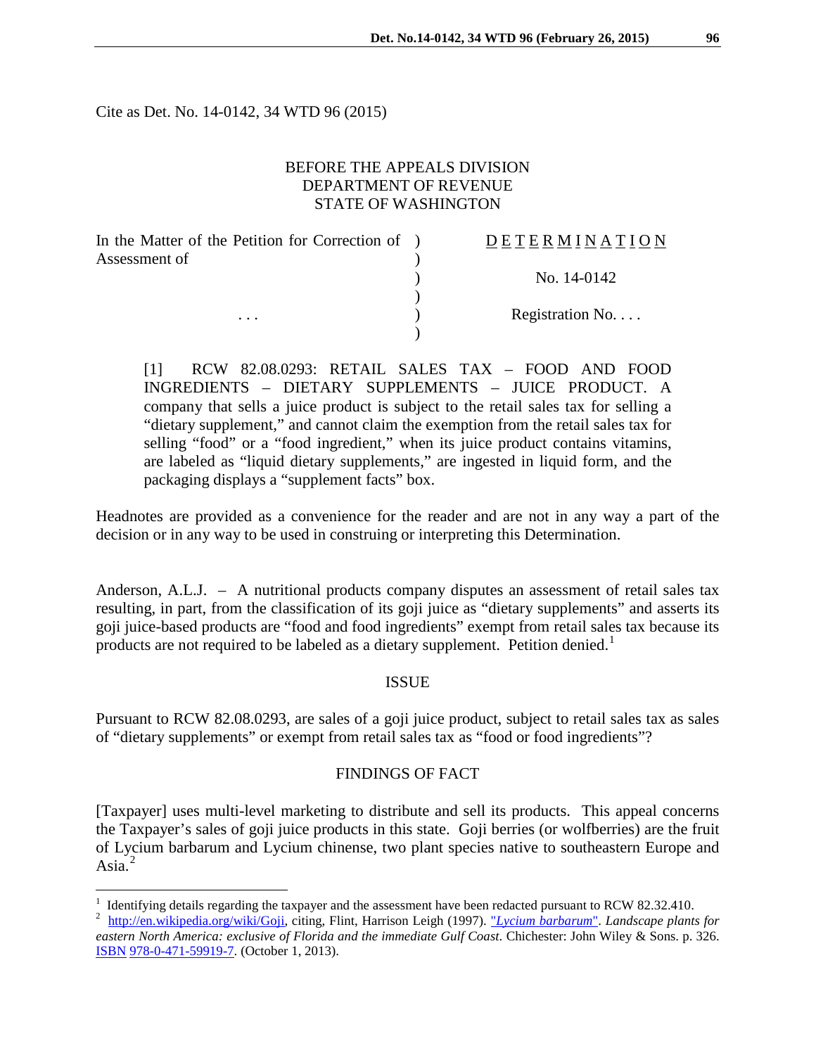Cite as Det. No. 14-0142, 34 WTD 96 (2015)

BEFORE THE APPEALS DIVISION
DEPARTMENT OF REVENUE
STATE OF WASHINGTON

| | | |
|---|---|---|
| In the Matter of the Petition for Correction of Assessment of | ) | D E T E R M I N A T I O N |
| | ) | No. 14-0142 |
| . . . | ) | Registration No. . . . |

[1] RCW 82.08.0293: RETAIL SALES TAX – FOOD AND FOOD INGREDIENTS – DIETARY SUPPLEMENTS – JUICE PRODUCT. A company that sells a juice product is subject to the retail sales tax for selling a "dietary supplement," and cannot claim the exemption from the retail sales tax for selling "food" or a "food ingredient," when its juice product contains vitamins, are labeled as "liquid dietary supplements," are ingested in liquid form, and the packaging displays a "supplement facts" box.

Headnotes are provided as a convenience for the reader and are not in any way a part of the decision or in any way to be used in construing or interpreting this Determination.

Anderson, A.L.J. – A nutritional products company disputes an assessment of retail sales tax resulting, in part, from the classification of its goji juice as "dietary supplements" and asserts its goji juice-based products are "food and food ingredients" exempt from retail sales tax because its products are not required to be labeled as a dietary supplement. Petition denied.[1]

## ISSUE

Pursuant to RCW 82.08.0293, are sales of a goji juice product, subject to retail sales tax as sales of "dietary supplements" or exempt from retail sales tax as "food or food ingredients"?

## FINDINGS OF FACT

[Taxpayer] uses multi-level marketing to distribute and sell its products. This appeal concerns the Taxpayer's sales of goji juice products in this state. Goji berries (or wolfberries) are the fruit of Lycium barbarum and Lycium chinense, two plant species native to southeastern Europe and Asia.[2]

---

[1] Identifying details regarding the taxpayer and the assessment have been redacted pursuant to RCW 82.32.410.

[2] http://en.wikipedia.org/wiki/Goji, citing, Flint, Harrison Leigh (1997). "*Lycium barbarum*". *Landscape plants for eastern North America: exclusive of Florida and the immediate Gulf Coast*. Chichester: John Wiley & Sons. p. 326. ISBN 978-0-471-59919-7. (October 1, 2013).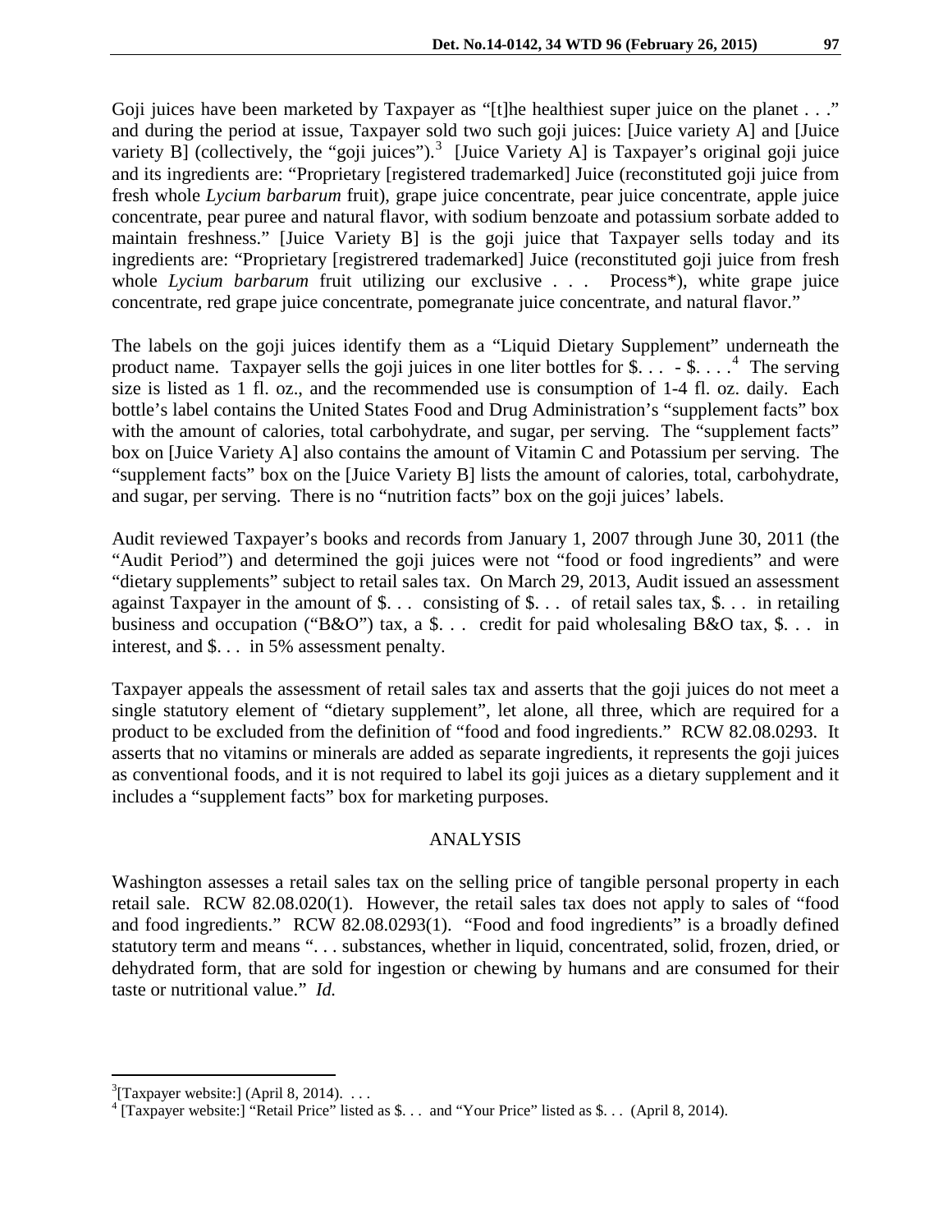Goji juices have been marketed by Taxpayer as "[t]he healthiest super juice on the planet . . ." and during the period at issue, Taxpayer sold two such goji juices: [Juice variety A] and [Juice variety B] (collectively, the "goji juices").[3] [Juice Variety A] is Taxpayer's original goji juice and its ingredients are: "Proprietary [registered trademarked] Juice (reconstituted goji juice from fresh whole *Lycium barbarum* fruit), grape juice concentrate, pear juice concentrate, apple juice concentrate, pear puree and natural flavor, with sodium benzoate and potassium sorbate added to maintain freshness." [Juice Variety B] is the goji juice that Taxpayer sells today and its ingredients are: "Proprietary [registrered trademarked] Juice (reconstituted goji juice from fresh whole *Lycium barbarum* fruit utilizing our exclusive . . . Process*), white grape juice concentrate, red grape juice concentrate, pomegranate juice concentrate, and natural flavor."

The labels on the goji juices identify them as a "Liquid Dietary Supplement" underneath the product name. Taxpayer sells the goji juices in one liter bottles for $. . . - $. . . .[4] The serving size is listed as 1 fl. oz., and the recommended use is consumption of 1-4 fl. oz. daily. Each bottle's label contains the United States Food and Drug Administration's "supplement facts" box with the amount of calories, total carbohydrate, and sugar, per serving. The "supplement facts" box on [Juice Variety A] also contains the amount of Vitamin C and Potassium per serving. The "supplement facts" box on the [Juice Variety B] lists the amount of calories, total, carbohydrate, and sugar, per serving. There is no "nutrition facts" box on the goji juices' labels.

Audit reviewed Taxpayer's books and records from January 1, 2007 through June 30, 2011 (the "Audit Period") and determined the goji juices were not "food or food ingredients" and were "dietary supplements" subject to retail sales tax. On March 29, 2013, Audit issued an assessment against Taxpayer in the amount of $. . . consisting of $. . . of retail sales tax, $. . . in retailing business and occupation ("B&O") tax, a $. . . credit for paid wholesaling B&O tax, $. . . in interest, and $. . . in 5% assessment penalty.

Taxpayer appeals the assessment of retail sales tax and asserts that the goji juices do not meet a single statutory element of "dietary supplement", let alone, all three, which are required for a product to be excluded from the definition of "food and food ingredients." RCW 82.08.0293. It asserts that no vitamins or minerals are added as separate ingredients, it represents the goji juices as conventional foods, and it is not required to label its goji juices as a dietary supplement and it includes a "supplement facts" box for marketing purposes.

## ANALYSIS

Washington assesses a retail sales tax on the selling price of tangible personal property in each retail sale. RCW 82.08.020(1). However, the retail sales tax does not apply to sales of "food and food ingredients." RCW 82.08.0293(1). "Food and food ingredients" is a broadly defined statutory term and means ". . . substances, whether in liquid, concentrated, solid, frozen, dried, or dehydrated form, that are sold for ingestion or chewing by humans and are consumed for their taste or nutritional value." *Id.*

---

[3][Taxpayer website:] (April 8, 2014). . . .

[4] [Taxpayer website:] "Retail Price" listed as $. . . and "Your Price" listed as $. . . (April 8, 2014).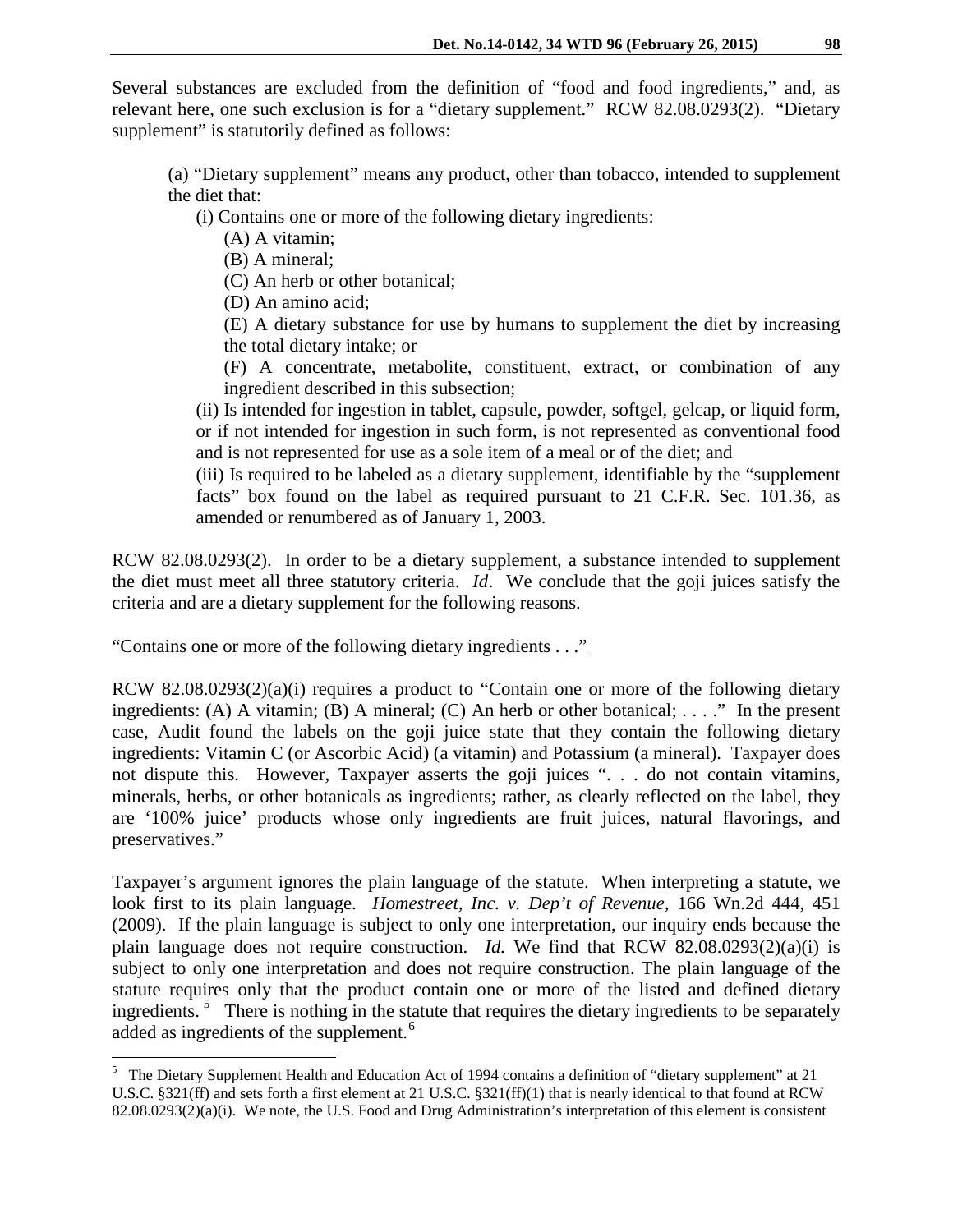Several substances are excluded from the definition of "food and food ingredients," and, as relevant here, one such exclusion is for a "dietary supplement." RCW 82.08.0293(2). "Dietary supplement" is statutorily defined as follows:

> (a) "Dietary supplement" means any product, other than tobacco, intended to supplement the diet that:
>
> (i) Contains one or more of the following dietary ingredients:
>
> (A) A vitamin;
>
> (B) A mineral;
>
> (C) An herb or other botanical;
>
> (D) An amino acid;
>
> (E) A dietary substance for use by humans to supplement the diet by increasing the total dietary intake; or
>
> (F) A concentrate, metabolite, constituent, extract, or combination of any ingredient described in this subsection;
>
> (ii) Is intended for ingestion in tablet, capsule, powder, softgel, gelcap, or liquid form, or if not intended for ingestion in such form, is not represented as conventional food and is not represented for use as a sole item of a meal or of the diet; and
>
> (iii) Is required to be labeled as a dietary supplement, identifiable by the "supplement facts" box found on the label as required pursuant to 21 C.F.R. Sec. 101.36, as amended or renumbered as of January 1, 2003.

RCW 82.08.0293(2). In order to be a dietary supplement, a substance intended to supplement the diet must meet all three statutory criteria. *Id*. We conclude that the goji juices satisfy the criteria and are a dietary supplement for the following reasons.

"Contains one or more of the following dietary ingredients . . ."

RCW 82.08.0293(2)(a)(i) requires a product to "Contain one or more of the following dietary ingredients: (A) A vitamin; (B) A mineral; (C) An herb or other botanical; . . . ." In the present case, Audit found the labels on the goji juice state that they contain the following dietary ingredients: Vitamin C (or Ascorbic Acid) (a vitamin) and Potassium (a mineral). Taxpayer does not dispute this. However, Taxpayer asserts the goji juices ". . . do not contain vitamins, minerals, herbs, or other botanicals as ingredients; rather, as clearly reflected on the label, they are '100% juice' products whose only ingredients are fruit juices, natural flavorings, and preservatives."

Taxpayer's argument ignores the plain language of the statute. When interpreting a statute, we look first to its plain language. *Homestreet, Inc. v. Dep't of Revenue*, 166 Wn.2d 444, 451 (2009). If the plain language is subject to only one interpretation, our inquiry ends because the plain language does not require construction. *Id.* We find that RCW 82.08.0293(2)(a)(i) is subject to only one interpretation and does not require construction. The plain language of the statute requires only that the product contain one or more of the listed and defined dietary ingredients.[5] There is nothing in the statute that requires the dietary ingredients to be separately added as ingredients of the supplement.[6]

---

[5] The Dietary Supplement Health and Education Act of 1994 contains a definition of "dietary supplement" at 21 U.S.C. §321(ff) and sets forth a first element at 21 U.S.C. §321(ff)(1) that is nearly identical to that found at RCW 82.08.0293(2)(a)(i). We note, the U.S. Food and Drug Administration's interpretation of this element is consistent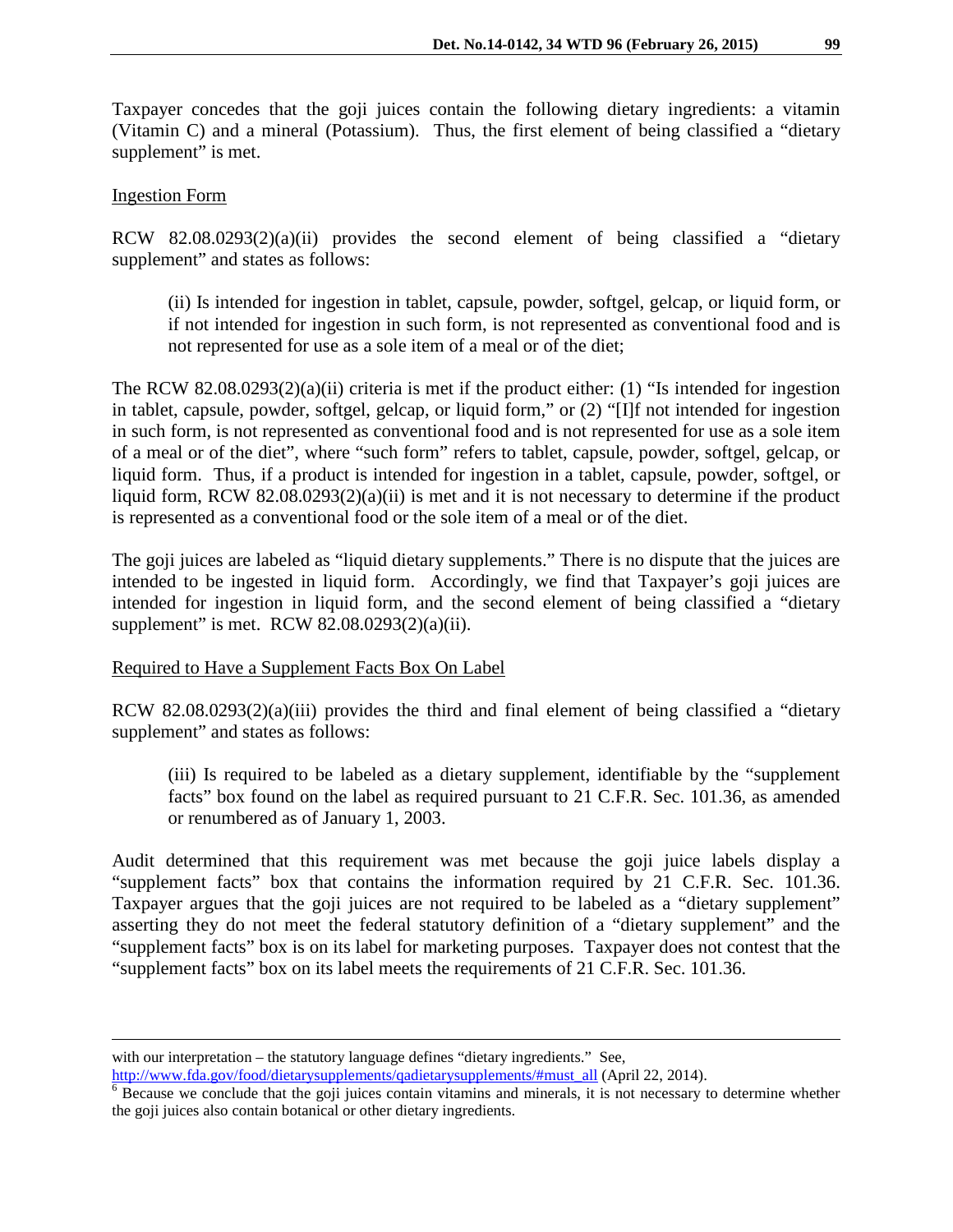Taxpayer concedes that the goji juices contain the following dietary ingredients: a vitamin (Vitamin C) and a mineral (Potassium). Thus, the first element of being classified a "dietary supplement" is met.

Ingestion Form

RCW 82.08.0293(2)(a)(ii) provides the second element of being classified a "dietary supplement" and states as follows:

> (ii) Is intended for ingestion in tablet, capsule, powder, softgel, gelcap, or liquid form, or if not intended for ingestion in such form, is not represented as conventional food and is not represented for use as a sole item of a meal or of the diet;

The RCW 82.08.0293(2)(a)(ii) criteria is met if the product either: (1) "Is intended for ingestion in tablet, capsule, powder, softgel, gelcap, or liquid form," or (2) "[I]f not intended for ingestion in such form, is not represented as conventional food and is not represented for use as a sole item of a meal or of the diet", where "such form" refers to tablet, capsule, powder, softgel, gelcap, or liquid form. Thus, if a product is intended for ingestion in a tablet, capsule, powder, softgel, or liquid form, RCW 82.08.0293(2)(a)(ii) is met and it is not necessary to determine if the product is represented as a conventional food or the sole item of a meal or of the diet.

The goji juices are labeled as "liquid dietary supplements." There is no dispute that the juices are intended to be ingested in liquid form. Accordingly, we find that Taxpayer's goji juices are intended for ingestion in liquid form, and the second element of being classified a "dietary supplement" is met. RCW 82.08.0293(2)(a)(ii).

Required to Have a Supplement Facts Box On Label

RCW 82.08.0293(2)(a)(iii) provides the third and final element of being classified a "dietary supplement" and states as follows:

> (iii) Is required to be labeled as a dietary supplement, identifiable by the "supplement facts" box found on the label as required pursuant to 21 C.F.R. Sec. 101.36, as amended or renumbered as of January 1, 2003.

Audit determined that this requirement was met because the goji juice labels display a "supplement facts" box that contains the information required by 21 C.F.R. Sec. 101.36. Taxpayer argues that the goji juices are not required to be labeled as a "dietary supplement" asserting they do not meet the federal statutory definition of a "dietary supplement" and the "supplement facts" box is on its label for marketing purposes. Taxpayer does not contest that the "supplement facts" box on its label meets the requirements of 21 C.F.R. Sec. 101.36.

---

with our interpretation – the statutory language defines "dietary ingredients." See, http://www.fda.gov/food/dietarysupplements/qadietarysupplements/#must_all (April 22, 2014).

[6] Because we conclude that the goji juices contain vitamins and minerals, it is not necessary to determine whether the goji juices also contain botanical or other dietary ingredients.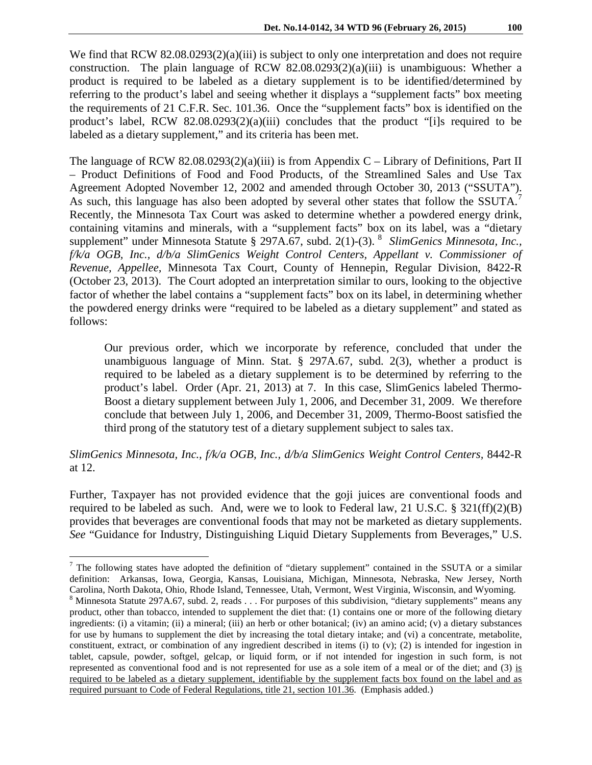We find that RCW 82.08.0293(2)(a)(iii) is subject to only one interpretation and does not require construction. The plain language of RCW 82.08.0293(2)(a)(iii) is unambiguous: Whether a product is required to be labeled as a dietary supplement is to be identified/determined by referring to the product's label and seeing whether it displays a "supplement facts" box meeting the requirements of 21 C.F.R. Sec. 101.36. Once the "supplement facts" box is identified on the product's label, RCW 82.08.0293(2)(a)(iii) concludes that the product "[i]s required to be labeled as a dietary supplement," and its criteria has been met.

The language of RCW 82.08.0293(2)(a)(iii) is from Appendix C – Library of Definitions, Part II – Product Definitions of Food and Food Products, of the Streamlined Sales and Use Tax Agreement Adopted November 12, 2002 and amended through October 30, 2013 ("SSUTA"). As such, this language has also been adopted by several other states that follow the SSUTA.[7] Recently, the Minnesota Tax Court was asked to determine whether a powdered energy drink, containing vitamins and minerals, with a "supplement facts" box on its label, was a "dietary supplement" under Minnesota Statute § 297A.67, subd. 2(1)-(3).[8] *SlimGenics Minnesota, Inc., f/k/a OGB, Inc., d/b/a SlimGenics Weight Control Centers, Appellant v. Commissioner of Revenue, Appellee*, Minnesota Tax Court, County of Hennepin, Regular Division, 8422-R (October 23, 2013). The Court adopted an interpretation similar to ours, looking to the objective factor of whether the label contains a "supplement facts" box on its label, in determining whether the powdered energy drinks were "required to be labeled as a dietary supplement" and stated as follows:

> Our previous order, which we incorporate by reference, concluded that under the unambiguous language of Minn. Stat. § 297A.67, subd. 2(3), whether a product is required to be labeled as a dietary supplement is to be determined by referring to the product's label. Order (Apr. 21, 2013) at 7. In this case, SlimGenics labeled Thermo-Boost a dietary supplement between July 1, 2006, and December 31, 2009. We therefore conclude that between July 1, 2006, and December 31, 2009, Thermo-Boost satisfied the third prong of the statutory test of a dietary supplement subject to sales tax.

*SlimGenics Minnesota, Inc., f/k/a OGB, Inc., d/b/a SlimGenics Weight Control Centers*, 8442-R at 12.

Further, Taxpayer has not provided evidence that the goji juices are conventional foods and required to be labeled as such. And, were we to look to Federal law, 21 U.S.C. § 321(ff)(2)(B) provides that beverages are conventional foods that may not be marketed as dietary supplements. *See* "Guidance for Industry, Distinguishing Liquid Dietary Supplements from Beverages," U.S.

---

[7] The following states have adopted the definition of "dietary supplement" contained in the SSUTA or a similar definition: Arkansas, Iowa, Georgia, Kansas, Louisiana, Michigan, Minnesota, Nebraska, New Jersey, North Carolina, North Dakota, Ohio, Rhode Island, Tennessee, Utah, Vermont, West Virginia, Wisconsin, and Wyoming.

[8] Minnesota Statute 297A.67, subd. 2, reads . . . For purposes of this subdivision, "dietary supplements" means any product, other than tobacco, intended to supplement the diet that: (1) contains one or more of the following dietary ingredients: (i) a vitamin; (ii) a mineral; (iii) an herb or other botanical; (iv) an amino acid; (v) a dietary substances for use by humans to supplement the diet by increasing the total dietary intake; and (vi) a concentrate, metabolite, constituent, extract, or combination of any ingredient described in items (i) to (v); (2) is intended for ingestion in tablet, capsule, powder, softgel, gelcap, or liquid form, or if not intended for ingestion in such form, is not represented as conventional food and is not represented for use as a sole item of a meal or of the diet; and (3) <u>is required to be labeled as a dietary supplement, identifiable by the supplement facts box found on the label and as required pursuant to Code of Federal Regulations, title 21, section 101.36</u>. (Emphasis added.)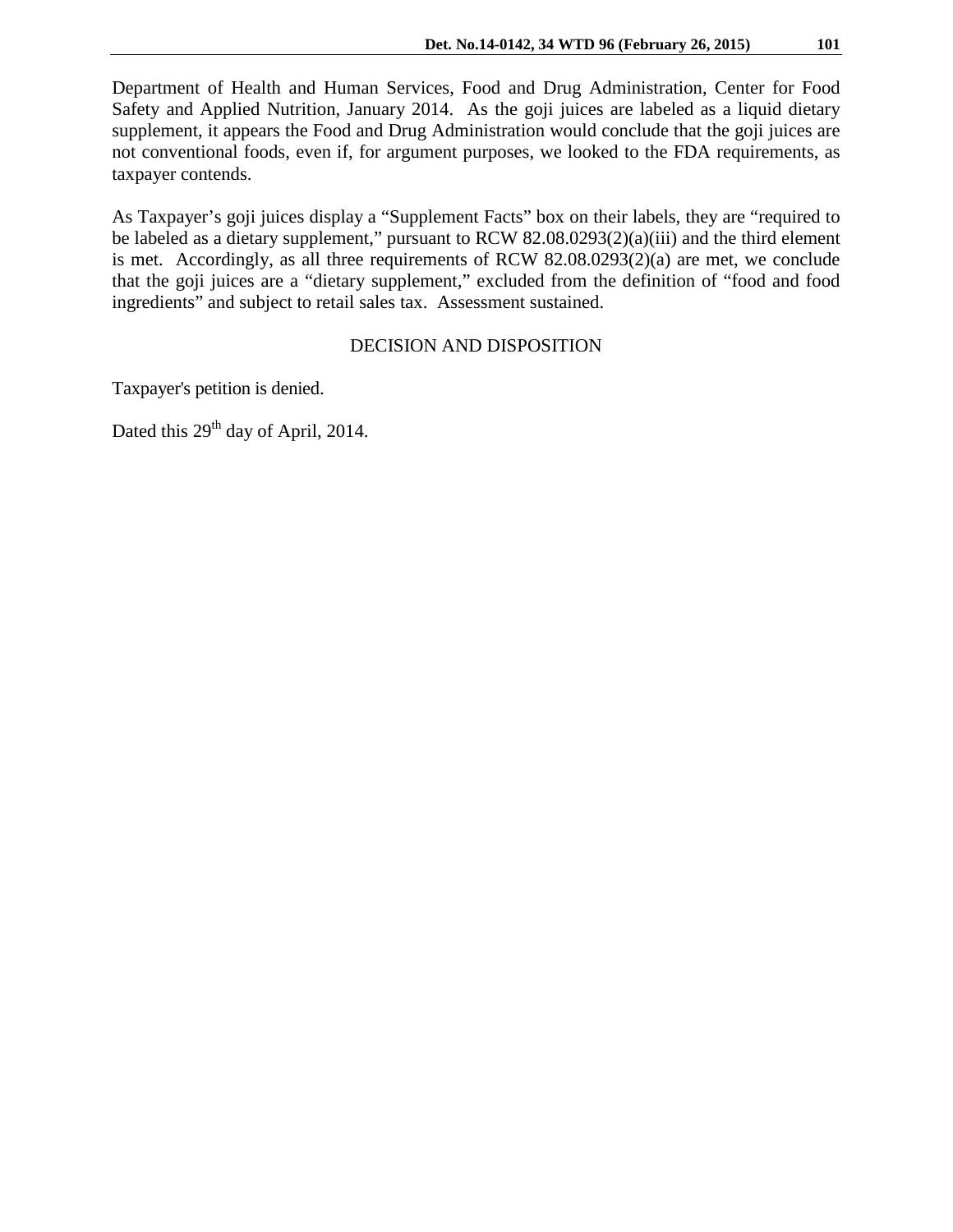Department of Health and Human Services, Food and Drug Administration, Center for Food Safety and Applied Nutrition, January 2014. As the goji juices are labeled as a liquid dietary supplement, it appears the Food and Drug Administration would conclude that the goji juices are not conventional foods, even if, for argument purposes, we looked to the FDA requirements, as taxpayer contends.

As Taxpayer's goji juices display a "Supplement Facts" box on their labels, they are "required to be labeled as a dietary supplement," pursuant to RCW 82.08.0293(2)(a)(iii) and the third element is met. Accordingly, as all three requirements of RCW 82.08.0293(2)(a) are met, we conclude that the goji juices are a "dietary supplement," excluded from the definition of "food and food ingredients" and subject to retail sales tax. Assessment sustained.

## DECISION AND DISPOSITION

Taxpayer's petition is denied.

Dated this 29th day of April, 2014.